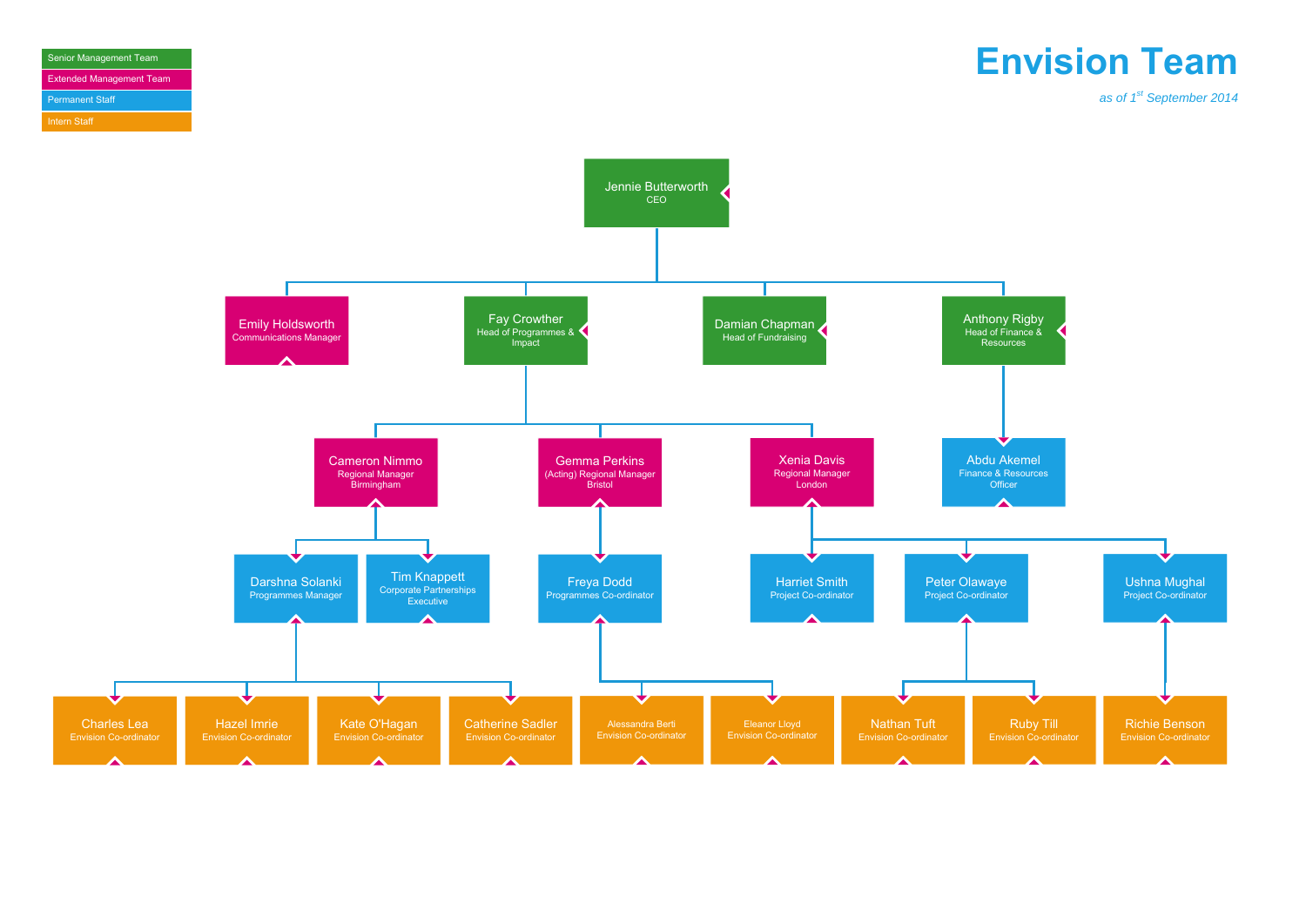# Envision Team

*as of 1st September 2014*

**Legend:**
- Senior Management Team
- Extended Management Team
- Permanent Staff
- Intern Staff

## Organisational structure

- **Jennie Butterworth** – CEO
  - **Emily Holdsworth** – Communications Manager
  - **Fay Crowther** – Head of Programmes & Impact
    - **Cameron Nimmo** – Regional Manager Birmingham
      - **Darshna Solanki** – Programmes Manager
        - Charles Lea – Envision Co-ordinator
        - Hazel Imrie – Envision Co-ordinator
        - Kate O'Hagan – Envision Co-ordinator
        - Catherine Sadler – Envision Co-ordinator
      - **Tim Knappett** – Corporate Partnerships Executive
    - **Gemma Perkins** – (Acting) Regional Manager Bristol
      - **Freya Dodd** – Programmes Co-ordinator
        - Alessandra Berti – Envision Co-ordinator
        - Eleanor Lloyd – Envision Co-ordinator
    - **Xenia Davis** – Regional Manager London
      - **Harriet Smith** – Project Co-ordinator
      - **Peter Olawaye** – Project Co-ordinator
        - Nathan Tuft – Envision Co-ordinator
        - Ruby Till – Envision Co-ordinator
      - **Ushna Mughal** – Project Co-ordinator
        - Richie Benson – Envision Co-ordinator
  - **Damian Chapman** – Head of Fundraising
  - **Anthony Rigby** – Head of Finance & Resources
    - **Abdu Akemel** – Finance & Resources Officer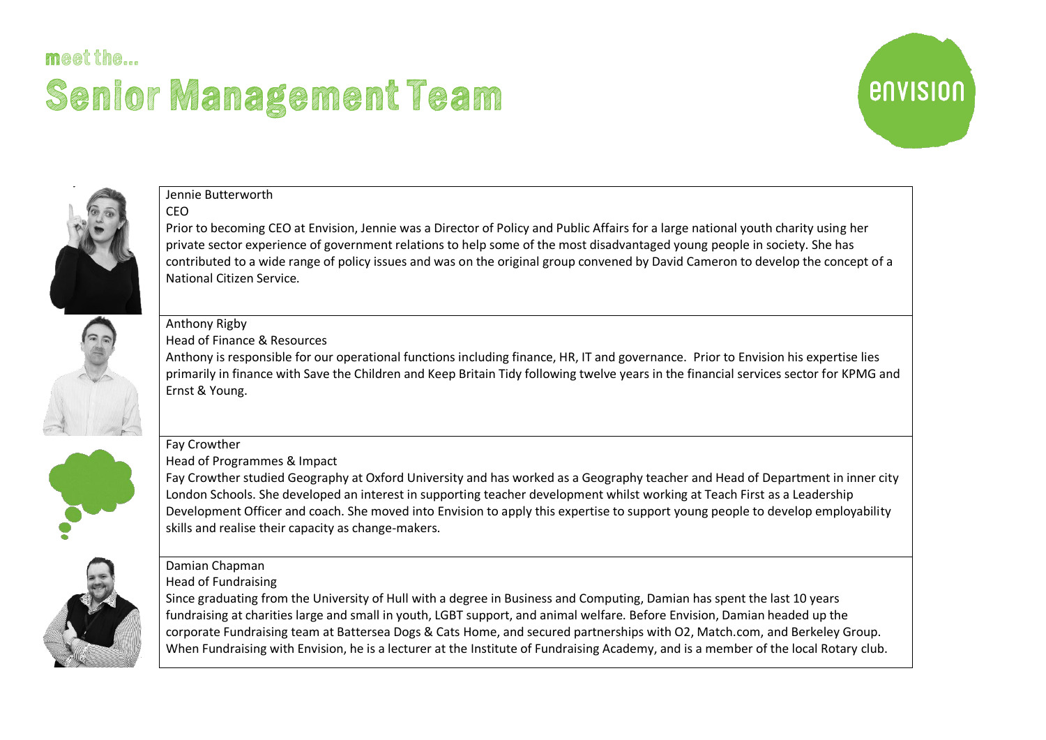meet the...

# Senior Management Team

envision

**Jennie Butterworth**
**CEO**

Prior to becoming CEO at Envision, Jennie was a Director of Policy and Public Affairs for a large national youth charity using her private sector experience of government relations to help some of the most disadvantaged young people in society. She has contributed to a wide range of policy issues and was on the original group convened by David Cameron to develop the concept of a National Citizen Service.

**Anthony Rigby**
**Head of Finance & Resources**

Anthony is responsible for our operational functions including finance, HR, IT and governance. Prior to Envision his expertise lies primarily in finance with Save the Children and Keep Britain Tidy following twelve years in the financial services sector for KPMG and Ernst & Young.

**Fay Crowther**
**Head of Programmes & Impact**

Fay Crowther studied Geography at Oxford University and has worked as a Geography teacher and Head of Department in inner city London Schools. She developed an interest in supporting teacher development whilst working at Teach First as a Leadership Development Officer and coach. She moved into Envision to apply this expertise to support young people to develop employability skills and realise their capacity as change-makers.

**Damian Chapman**
**Head of Fundraising**

Since graduating from the University of Hull with a degree in Business and Computing, Damian has spent the last 10 years fundraising at charities large and small in youth, LGBT support, and animal welfare. Before Envision, Damian headed up the corporate Fundraising team at Battersea Dogs & Cats Home, and secured partnerships with O2, Match.com, and Berkeley Group. When Fundraising with Envision, he is a lecturer at the Institute of Fundraising Academy, and is a member of the local Rotary club.